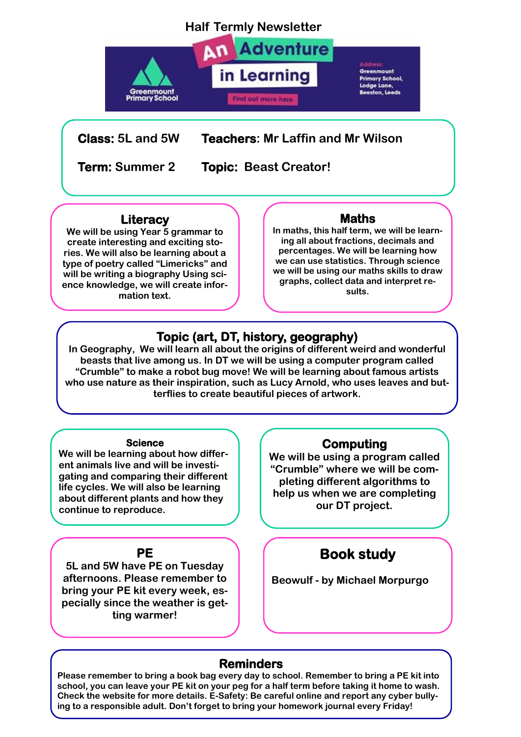# Half Termly Newsletter

**An Adventure in Learning**

Greenmount Primary School

Find out more here

Address: Greenmount Primary School, Lodge Lane, Beeston, Leeds

**Class:** 5L and 5W **Teachers**: Mr Laffin and Mr Wilson

**Term:** Summer 2 **Topic:** Beast Creator!

## Literacy

We will be using Year 5 grammar to create interesting and exciting stories. We will also be learning about a type of poetry called "Limericks" and will be writing a biography Using science knowledge, we will create information text.

## Maths

In maths, this half term, we will be learning all about fractions, decimals and percentages. We will be learning how we can use statistics. Through science we will be using our maths skills to draw graphs, collect data and interpret results.

## Topic (art, DT, history, geography)

In Geography, We will learn all about the origins of different weird and wonderful beasts that live among us. In DT we will be using a computer program called "Crumble" to make a robot bug move! We will be learning about famous artists who use nature as their inspiration, such as Lucy Arnold, who uses leaves and butterflies to create beautiful pieces of artwork.

## Science

We will be learning about how different animals live and will be investigating and comparing their different life cycles. We will also be learning about different plants and how they continue to reproduce.

## Computing

We will be using a program called "Crumble" where we will be completing different algorithms to help us when we are completing our DT project.

## PE

5L and 5W have PE on Tuesday afternoons. Please remember to bring your PE kit every week, especially since the weather is getting warmer!

## Book study

Beowulf - by Michael Morpurgo

## Reminders

Please remember to bring a book bag every day to school. Remember to bring a PE kit into school, you can leave your PE kit on your peg for a half term before taking it home to wash. Check the website for more details. E-Safety: Be careful online and report any cyber bullying to a responsible adult. Don't forget to bring your homework journal every Friday!